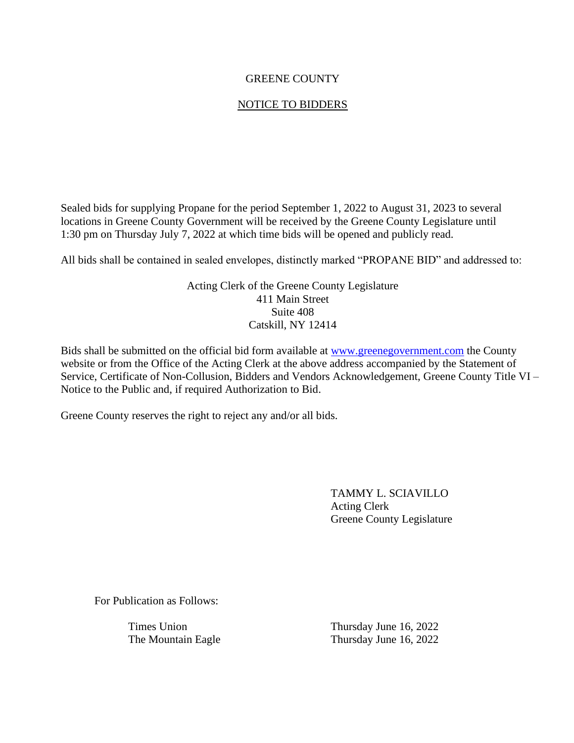# GREENE COUNTY

## NOTICE TO BIDDERS

Sealed bids for supplying Propane for the period September 1, 2022 to August 31, 2023 to several locations in Greene County Government will be received by the Greene County Legislature until 1:30 pm on Thursday July 7, 2022 at which time bids will be opened and publicly read.

All bids shall be contained in sealed envelopes, distinctly marked "PROPANE BID" and addressed to:

Acting Clerk of the Greene County Legislature
411 Main Street
Suite 408
Catskill, NY 12414

Bids shall be submitted on the official bid form available at www.greenegovernment.com the County website or from the Office of the Acting Clerk at the above address accompanied by the Statement of Service, Certificate of Non-Collusion, Bidders and Vendors Acknowledgement, Greene County Title VI – Notice to the Public and, if required Authorization to Bid.

Greene County reserves the right to reject any and/or all bids.

TAMMY L. SCIAVILLO
Acting Clerk
Greene County Legislature

For Publication as Follows:

| | |
|---|---|
| Times Union | Thursday June 16, 2022 |
| The Mountain Eagle | Thursday June 16, 2022 |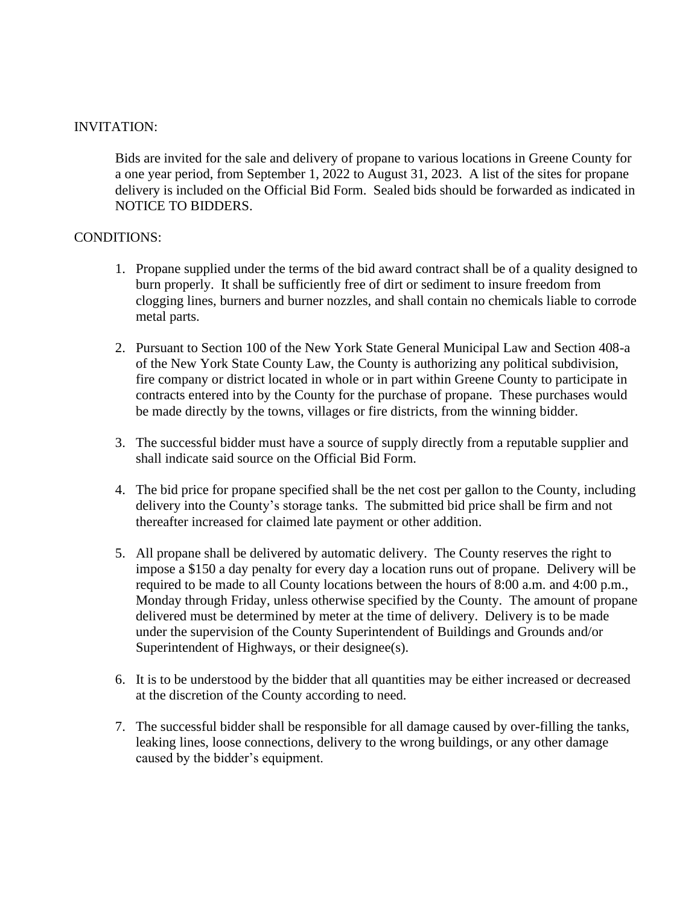INVITATION:

Bids are invited for the sale and delivery of propane to various locations in Greene County for a one year period, from September 1, 2022 to August 31, 2023. A list of the sites for propane delivery is included on the Official Bid Form. Sealed bids should be forwarded as indicated in NOTICE TO BIDDERS.

CONDITIONS:

1. Propane supplied under the terms of the bid award contract shall be of a quality designed to burn properly. It shall be sufficiently free of dirt or sediment to insure freedom from clogging lines, burners and burner nozzles, and shall contain no chemicals liable to corrode metal parts.

2. Pursuant to Section 100 of the New York State General Municipal Law and Section 408-a of the New York State County Law, the County is authorizing any political subdivision, fire company or district located in whole or in part within Greene County to participate in contracts entered into by the County for the purchase of propane. These purchases would be made directly by the towns, villages or fire districts, from the winning bidder.

3. The successful bidder must have a source of supply directly from a reputable supplier and shall indicate said source on the Official Bid Form.

4. The bid price for propane specified shall be the net cost per gallon to the County, including delivery into the County's storage tanks. The submitted bid price shall be firm and not thereafter increased for claimed late payment or other addition.

5. All propane shall be delivered by automatic delivery. The County reserves the right to impose a $150 a day penalty for every day a location runs out of propane. Delivery will be required to be made to all County locations between the hours of 8:00 a.m. and 4:00 p.m., Monday through Friday, unless otherwise specified by the County. The amount of propane delivered must be determined by meter at the time of delivery. Delivery is to be made under the supervision of the County Superintendent of Buildings and Grounds and/or Superintendent of Highways, or their designee(s).

6. It is to be understood by the bidder that all quantities may be either increased or decreased at the discretion of the County according to need.

7. The successful bidder shall be responsible for all damage caused by over-filling the tanks, leaking lines, loose connections, delivery to the wrong buildings, or any other damage caused by the bidder's equipment.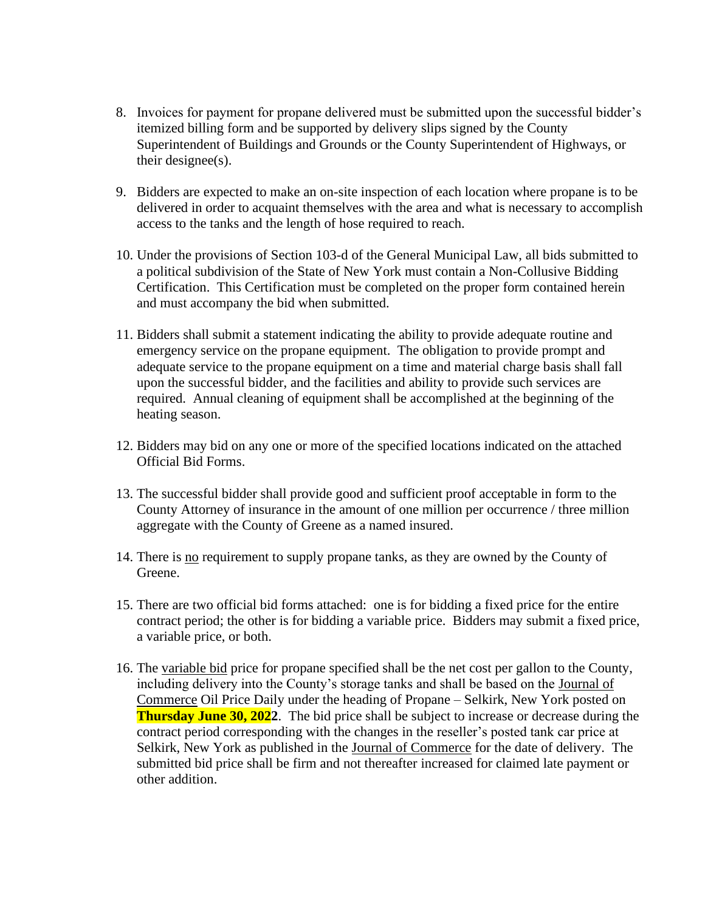8. Invoices for payment for propane delivered must be submitted upon the successful bidder's itemized billing form and be supported by delivery slips signed by the County Superintendent of Buildings and Grounds or the County Superintendent of Highways, or their designee(s).

9. Bidders are expected to make an on-site inspection of each location where propane is to be delivered in order to acquaint themselves with the area and what is necessary to accomplish access to the tanks and the length of hose required to reach.

10. Under the provisions of Section 103-d of the General Municipal Law, all bids submitted to a political subdivision of the State of New York must contain a Non-Collusive Bidding Certification. This Certification must be completed on the proper form contained herein and must accompany the bid when submitted.

11. Bidders shall submit a statement indicating the ability to provide adequate routine and emergency service on the propane equipment. The obligation to provide prompt and adequate service to the propane equipment on a time and material charge basis shall fall upon the successful bidder, and the facilities and ability to provide such services are required. Annual cleaning of equipment shall be accomplished at the beginning of the heating season.

12. Bidders may bid on any one or more of the specified locations indicated on the attached Official Bid Forms.

13. The successful bidder shall provide good and sufficient proof acceptable in form to the County Attorney of insurance in the amount of one million per occurrence / three million aggregate with the County of Greene as a named insured.

14. There is <u>no</u> requirement to supply propane tanks, as they are owned by the County of Greene.

15. There are two official bid forms attached: one is for bidding a fixed price for the entire contract period; the other is for bidding a variable price. Bidders may submit a fixed price, a variable price, or both.

16. The <u>variable bid</u> price for propane specified shall be the net cost per gallon to the County, including delivery into the County's storage tanks and shall be based on the <u>Journal of Commerce</u> Oil Price Daily under the heading of Propane – Selkirk, New York posted on **Thursday June 30, 2022**. The bid price shall be subject to increase or decrease during the contract period corresponding with the changes in the reseller's posted tank car price at Selkirk, New York as published in the <u>Journal of Commerce</u> for the date of delivery. The submitted bid price shall be firm and not thereafter increased for claimed late payment or other addition.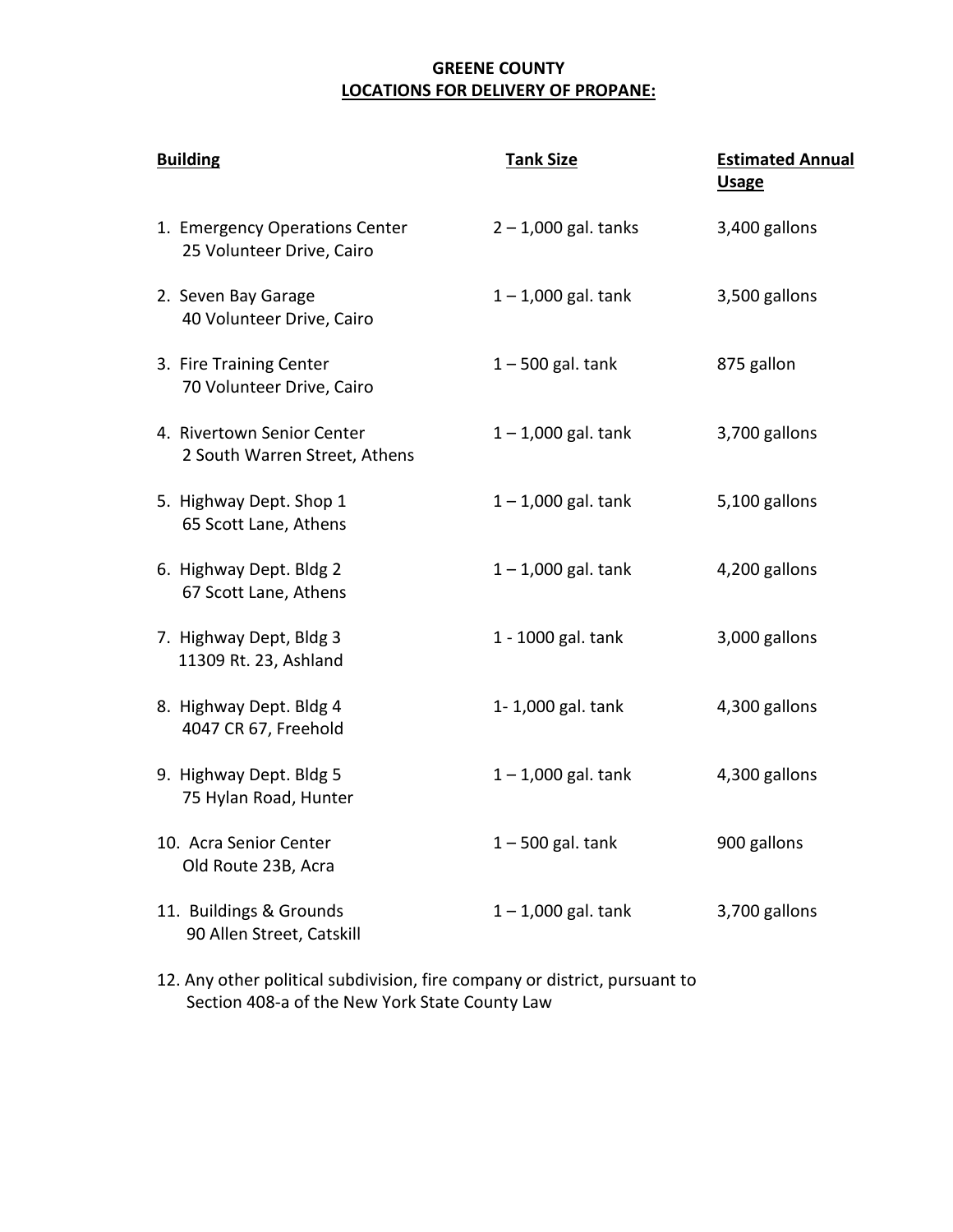**GREENE COUNTY**
**LOCATIONS FOR DELIVERY OF PROPANE:**

| Building | Tank Size | Estimated Annual Usage |
|---|---|---|
| 1. Emergency Operations Center<br>25 Volunteer Drive, Cairo | 2 – 1,000 gal. tanks | 3,400 gallons |
| 2. Seven Bay Garage<br>40 Volunteer Drive, Cairo | 1 – 1,000 gal. tank | 3,500 gallons |
| 3. Fire Training Center<br>70 Volunteer Drive, Cairo | 1 – 500 gal. tank | 875 gallon |
| 4. Rivertown Senior Center<br>2 South Warren Street, Athens | 1 – 1,000 gal. tank | 3,700 gallons |
| 5. Highway Dept. Shop 1<br>65 Scott Lane, Athens | 1 – 1,000 gal. tank | 5,100 gallons |
| 6. Highway Dept. Bldg 2<br>67 Scott Lane, Athens | 1 – 1,000 gal. tank | 4,200 gallons |
| 7. Highway Dept, Bldg 3<br>11309 Rt. 23, Ashland | 1 - 1000 gal. tank | 3,000 gallons |
| 8. Highway Dept. Bldg 4<br>4047 CR 67, Freehold | 1- 1,000 gal. tank | 4,300 gallons |
| 9. Highway Dept. Bldg 5<br>75 Hylan Road, Hunter | 1 – 1,000 gal. tank | 4,300 gallons |
| 10. Acra Senior Center<br>Old Route 23B, Acra | 1 – 500 gal. tank | 900 gallons |
| 11. Buildings & Grounds<br>90 Allen Street, Catskill | 1 – 1,000 gal. tank | 3,700 gallons |

12. Any other political subdivision, fire company or district, pursuant to Section 408-a of the New York State County Law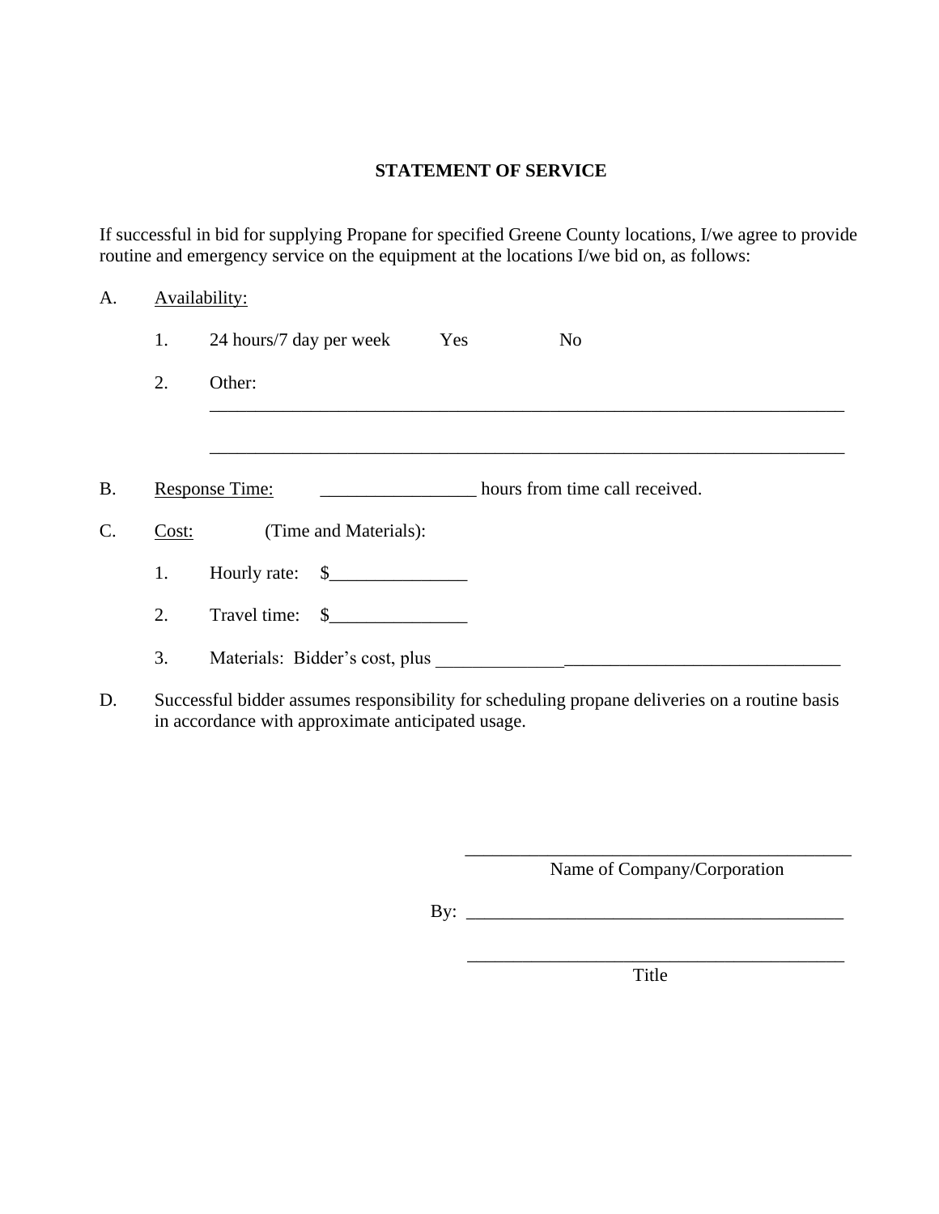## STATEMENT OF SERVICE

If successful in bid for supplying Propane for specified Greene County locations, I/we agree to provide routine and emergency service on the equipment at the locations I/we bid on, as follows:

A. Availability:

1. 24 hours/7 day per week  Yes  No

2. Other: ______________________________________________________________________

______________________________________________________________________

B. Response Time: _________________ hours from time call received.

C. Cost: (Time and Materials):

1. Hourly rate: $_______________

2. Travel time: $_______________

3. Materials: Bidder's cost, plus _____________________________________________

D. Successful bidder assumes responsibility for scheduling propane deliveries on a routine basis in accordance with approximate anticipated usage.

_________________________________________
Name of Company/Corporation

By: _________________________________________

_________________________________________
Title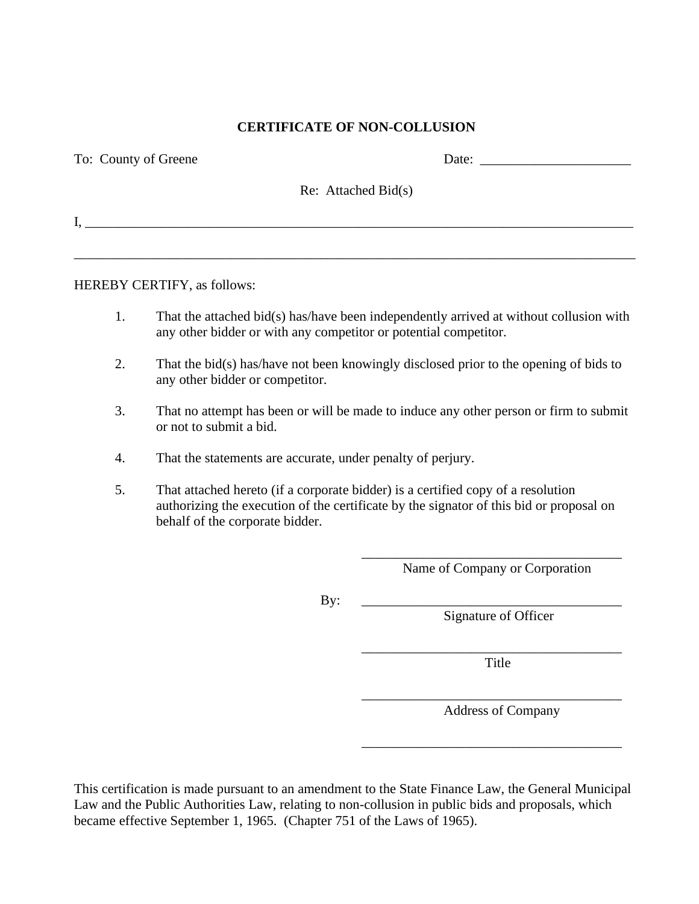# CERTIFICATE OF NON-COLLUSION

To: County of Greene Date: ______________________

Re: Attached Bid(s)

I, ___________________________________________________________________________________

______________________________________________________________________________________

HEREBY CERTIFY, as follows:

1. That the attached bid(s) has/have been independently arrived at without collusion with any other bidder or with any competitor or potential competitor.

2. That the bid(s) has/have not been knowingly disclosed prior to the opening of bids to any other bidder or competitor.

3. That no attempt has been or will be made to induce any other person or firm to submit or not to submit a bid.

4. That the statements are accurate, under penalty of perjury.

5. That attached hereto (if a corporate bidder) is a certified copy of a resolution authorizing the execution of the certificate by the signator of this bid or proposal on behalf of the corporate bidder.

_______________________________________
Name of Company or Corporation

By: _______________________________________
Signature of Officer

_______________________________________
Title

_______________________________________
Address of Company

_______________________________________

This certification is made pursuant to an amendment to the State Finance Law, the General Municipal Law and the Public Authorities Law, relating to non-collusion in public bids and proposals, which became effective September 1, 1965. (Chapter 751 of the Laws of 1965).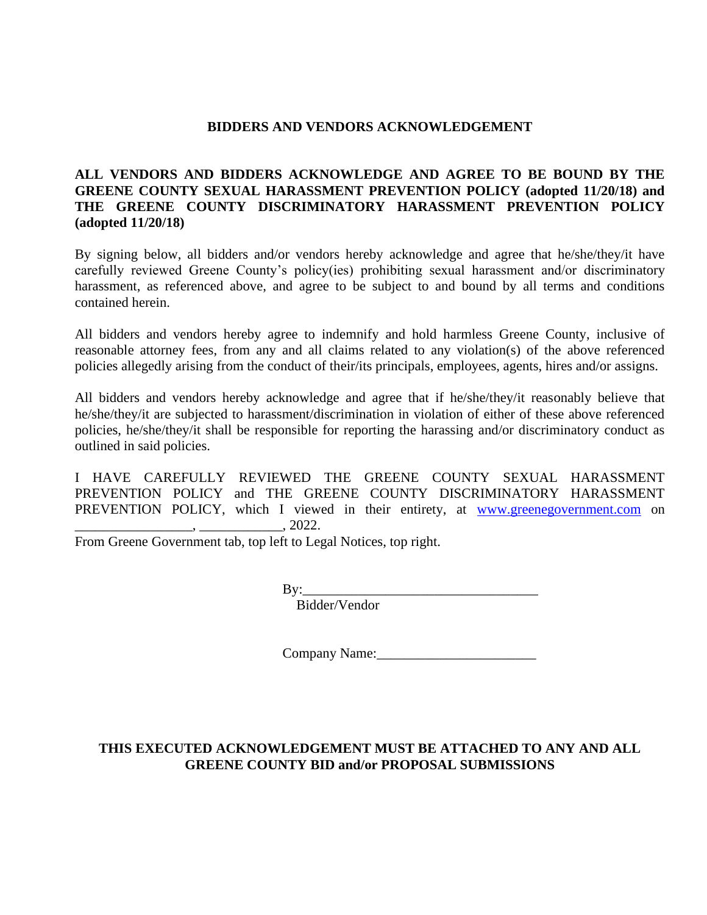## BIDDERS AND VENDORS ACKNOWLEDGEMENT

**ALL VENDORS AND BIDDERS ACKNOWLEDGE AND AGREE TO BE BOUND BY THE GREENE COUNTY SEXUAL HARASSMENT PREVENTION POLICY (adopted 11/20/18) and THE GREENE COUNTY DISCRIMINATORY HARASSMENT PREVENTION POLICY (adopted 11/20/18)**

By signing below, all bidders and/or vendors hereby acknowledge and agree that he/she/they/it have carefully reviewed Greene County's policy(ies) prohibiting sexual harassment and/or discriminatory harassment, as referenced above, and agree to be subject to and bound by all terms and conditions contained herein.

All bidders and vendors hereby agree to indemnify and hold harmless Greene County, inclusive of reasonable attorney fees, from any and all claims related to any violation(s) of the above referenced policies allegedly arising from the conduct of their/its principals, employees, agents, hires and/or assigns.

All bidders and vendors hereby acknowledge and agree that if he/she/they/it reasonably believe that he/she/they/it are subjected to harassment/discrimination in violation of either of these above referenced policies, he/she/they/it shall be responsible for reporting the harassing and/or discriminatory conduct as outlined in said policies.

I HAVE CAREFULLY REVIEWED THE GREENE COUNTY SEXUAL HARASSMENT PREVENTION POLICY and THE GREENE COUNTY DISCRIMINATORY HARASSMENT PREVENTION POLICY, which I viewed in their entirety, at [www.greenegovernment.com](http://www.greenegovernment.com) on _________________, ____________, 2022.
From Greene Government tab, top left to Legal Notices, top right.

By:__________________________________
Bidder/Vendor

Company Name:_______________________

**THIS EXECUTED ACKNOWLEDGEMENT MUST BE ATTACHED TO ANY AND ALL GREENE COUNTY BID and/or PROPOSAL SUBMISSIONS**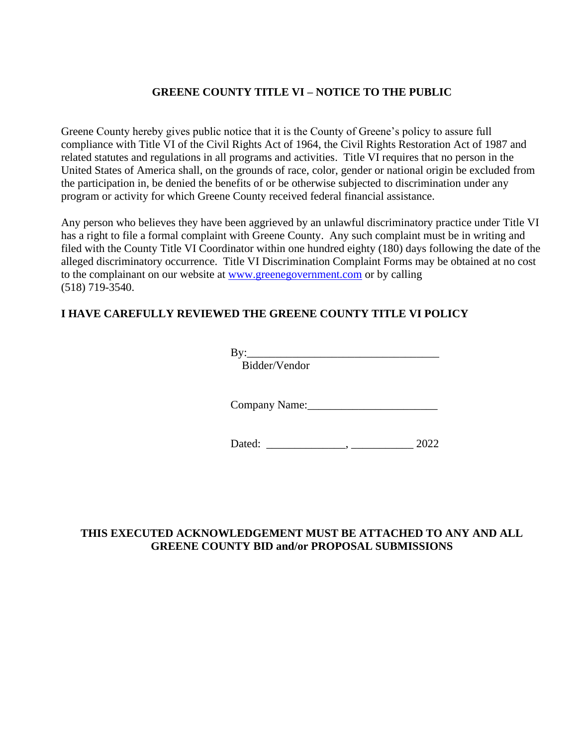## GREENE COUNTY TITLE VI – NOTICE TO THE PUBLIC

Greene County hereby gives public notice that it is the County of Greene's policy to assure full compliance with Title VI of the Civil Rights Act of 1964, the Civil Rights Restoration Act of 1987 and related statutes and regulations in all programs and activities. Title VI requires that no person in the United States of America shall, on the grounds of race, color, gender or national origin be excluded from the participation in, be denied the benefits of or be otherwise subjected to discrimination under any program or activity for which Greene County received federal financial assistance.

Any person who believes they have been aggrieved by an unlawful discriminatory practice under Title VI has a right to file a formal complaint with Greene County. Any such complaint must be in writing and filed with the County Title VI Coordinator within one hundred eighty (180) days following the date of the alleged discriminatory occurrence. Title VI Discrimination Complaint Forms may be obtained at no cost to the complainant on our website at [www.greenegovernment.com](http://www.greenegovernment.com) or by calling (518) 719-3540.

**I HAVE CAREFULLY REVIEWED THE GREENE COUNTY TITLE VI POLICY**

By:_________________________________
Bidder/Vendor

Company Name:______________________

Dated: _____________, __________ 2022

**THIS EXECUTED ACKNOWLEDGEMENT MUST BE ATTACHED TO ANY AND ALL GREENE COUNTY BID and/or PROPOSAL SUBMISSIONS**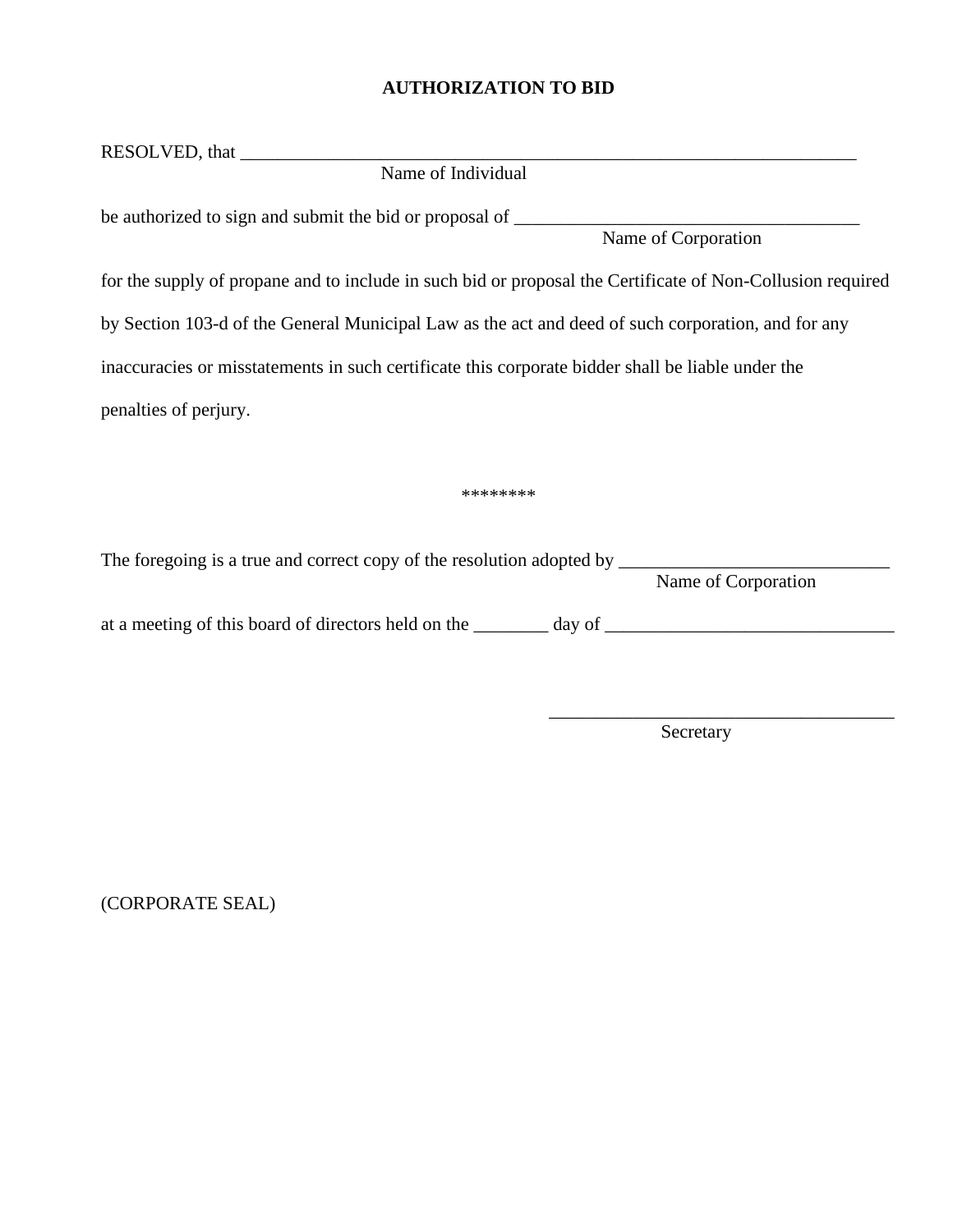# AUTHORIZATION TO BID

RESOLVED, that ______________________________________________________________________
Name of Individual

be authorized to sign and submit the bid or proposal of ______________________________________
Name of Corporation

for the supply of propane and to include in such bid or proposal the Certificate of Non-Collusion required by Section 103-d of the General Municipal Law as the act and deed of such corporation, and for any inaccuracies or misstatements in such certificate this corporate bidder shall be liable under the penalties of perjury.

********

The foregoing is a true and correct copy of the resolution adopted by ______________________________
Name of Corporation

at a meeting of this board of directors held on the ________ day of _______________________________

_______________________________________
Secretary

(CORPORATE SEAL)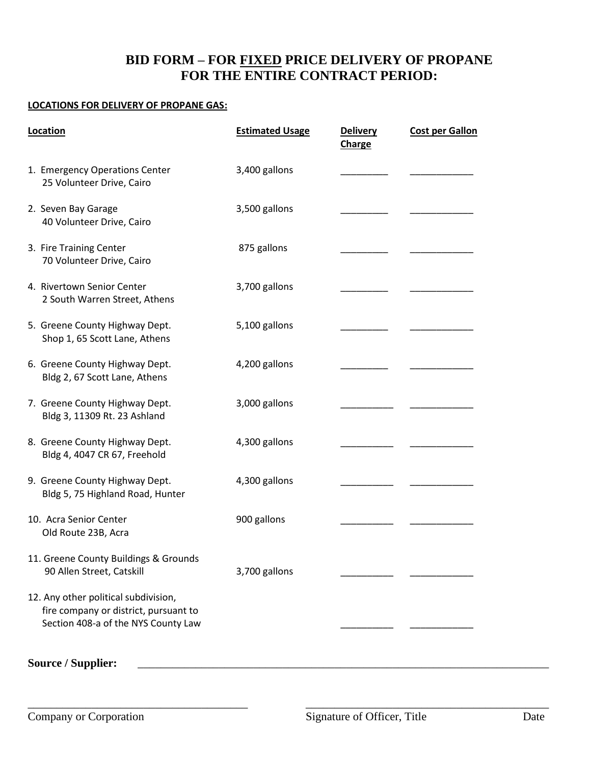# BID FORM – FOR FIXED PRICE DELIVERY OF PROPANE FOR THE ENTIRE CONTRACT PERIOD:

**LOCATIONS FOR DELIVERY OF PROPANE GAS:**

| Location | Estimated Usage | Delivery Charge | Cost per Gallon |
|---|---|---|---|
| 1. Emergency Operations Center<br>25 Volunteer Drive, Cairo | 3,400 gallons | _________ | ____________ |
| 2. Seven Bay Garage<br>40 Volunteer Drive, Cairo | 3,500 gallons | _________ | ____________ |
| 3. Fire Training Center<br>70 Volunteer Drive, Cairo | 875 gallons | _________ | ____________ |
| 4. Rivertown Senior Center<br>2 South Warren Street, Athens | 3,700 gallons | _________ | ____________ |
| 5. Greene County Highway Dept.<br>Shop 1, 65 Scott Lane, Athens | 5,100 gallons | _________ | ____________ |
| 6. Greene County Highway Dept.<br>Bldg 2, 67 Scott Lane, Athens | 4,200 gallons | _________ | ____________ |
| 7. Greene County Highway Dept.<br>Bldg 3, 11309 Rt. 23 Ashland | 3,000 gallons | __________ | ____________ |
| 8. Greene County Highway Dept.<br>Bldg 4, 4047 CR 67, Freehold | 4,300 gallons | __________ | ____________ |
| 9. Greene County Highway Dept.<br>Bldg 5, 75 Highland Road, Hunter | 4,300 gallons | __________ | ____________ |
| 10. Acra Senior Center<br>Old Route 23B, Acra | 900 gallons | __________ | ____________ |
| 11. Greene County Buildings & Grounds<br>90 Allen Street, Catskill | 3,700 gallons | __________ | ____________ |
| 12. Any other political subdivision, fire company or district, pursuant to Section 408-a of the NYS County Law | | __________ | ____________ |

**Source / Supplier:** ________________________________________________________________________

________________________________________ Company or Corporation

________________________________________ Signature of Officer, Title Date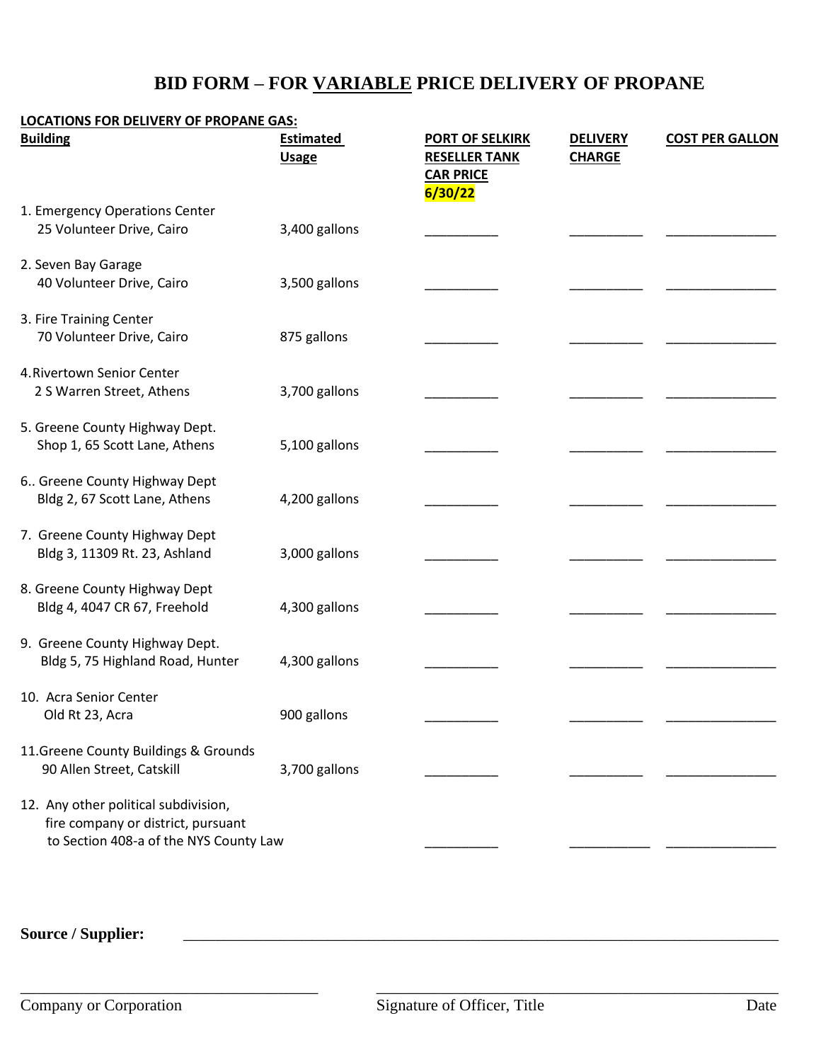# BID FORM – FOR VARIABLE PRICE DELIVERY OF PROPANE

**LOCATIONS FOR DELIVERY OF PROPANE GAS:**

| Building | Estimated Usage | PORT OF SELKIRK RESELLER TANK CAR PRICE 6/30/22 | DELIVERY CHARGE | COST PER GALLON |
|---|---|---|---|---|
| 1. Emergency Operations Center 25 Volunteer Drive, Cairo | 3,400 gallons | __________ | __________ | _______________ |
| 2. Seven Bay Garage 40 Volunteer Drive, Cairo | 3,500 gallons | __________ | __________ | _______________ |
| 3. Fire Training Center 70 Volunteer Drive, Cairo | 875 gallons | __________ | __________ | _______________ |
| 4.Rivertown Senior Center 2 S Warren Street, Athens | 3,700 gallons | __________ | __________ | _______________ |
| 5. Greene County Highway Dept. Shop 1, 65 Scott Lane, Athens | 5,100 gallons | __________ | __________ | _______________ |
| 6.. Greene County Highway Dept Bldg 2, 67 Scott Lane, Athens | 4,200 gallons | __________ | __________ | _______________ |
| 7. Greene County Highway Dept Bldg 3, 11309 Rt. 23, Ashland | 3,000 gallons | __________ | __________ | _______________ |
| 8. Greene County Highway Dept Bldg 4, 4047 CR 67, Freehold | 4,300 gallons | __________ | __________ | _______________ |
| 9. Greene County Highway Dept. Bldg 5, 75 Highland Road, Hunter | 4,300 gallons | __________ | __________ | _______________ |
| 10. Acra Senior Center Old Rt 23, Acra | 900 gallons | __________ | __________ | _______________ |
| 11.Greene County Buildings & Grounds 90 Allen Street, Catskill | 3,700 gallons | __________ | __________ | _______________ |
| 12. Any other political subdivision, fire company or district, pursuant to Section 408-a of the NYS County Law | | __________ | ___________ | _______________ |

**Source / Supplier:** ____________________________________________________________

______________________________________ Company or Corporation

______________________________________ Signature of Officer, Title Date